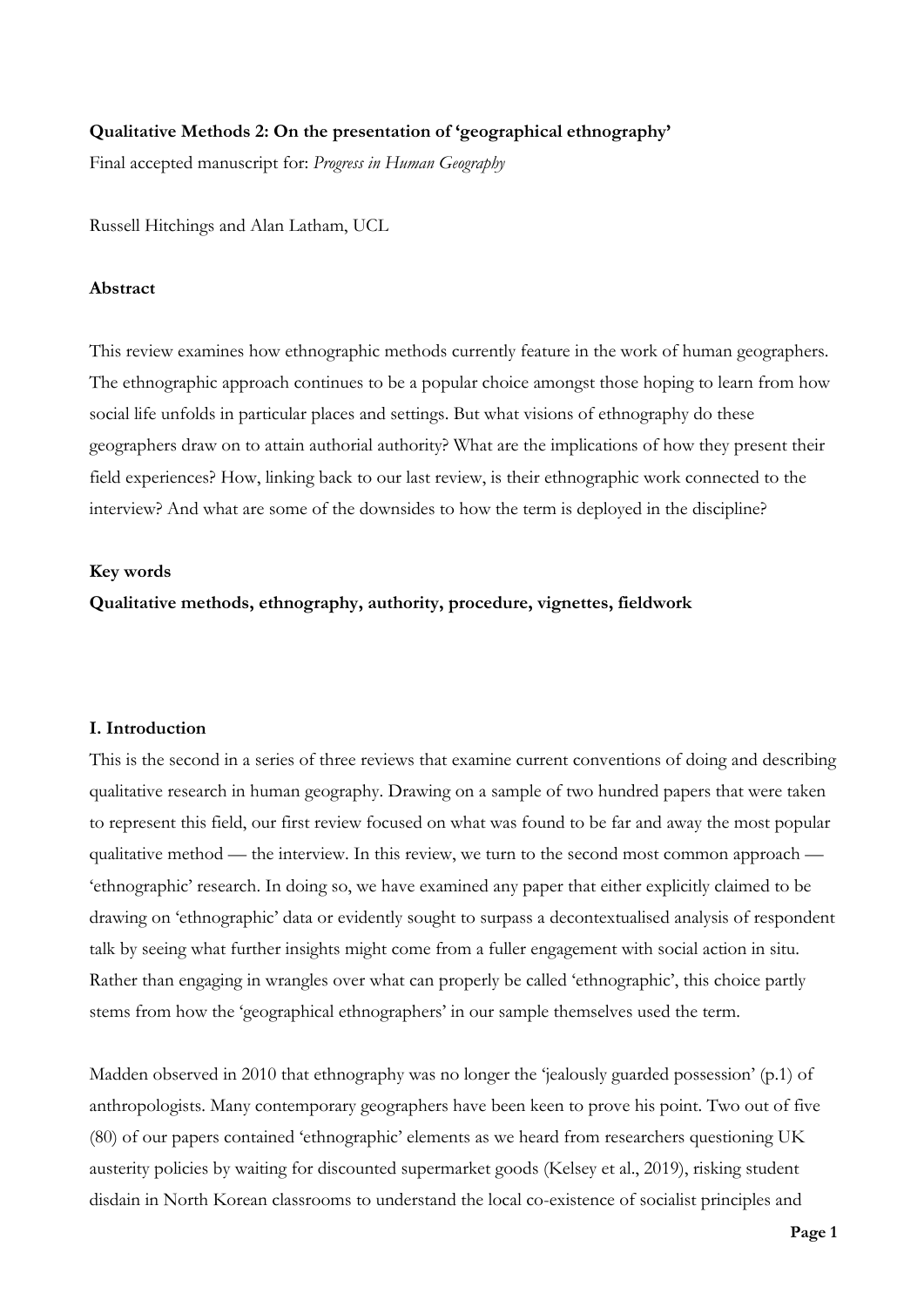**Qualitative Methods 2: On the presentation of 'geographical ethnography'**

Final accepted manuscript for: *Progress in Human Geography*

Russell Hitchings and Alan Latham, UCL

**Abstract**

This review examines how ethnographic methods currently feature in the work of human geographers. The ethnographic approach continues to be a popular choice amongst those hoping to learn from how social life unfolds in particular places and settings. But what visions of ethnography do these geographers draw on to attain authorial authority? What are the implications of how they present their field experiences? How, linking back to our last review, is their ethnographic work connected to the interview? And what are some of the downsides to how the term is deployed in the discipline?

**Key words**

**Qualitative methods, ethnography, authority, procedure, vignettes, fieldwork**

## I. Introduction

This is the second in a series of three reviews that examine current conventions of doing and describing qualitative research in human geography. Drawing on a sample of two hundred papers that were taken to represent this field, our first review focused on what was found to be far and away the most popular qualitative method — the interview. In this review, we turn to the second most common approach — 'ethnographic' research. In doing so, we have examined any paper that either explicitly claimed to be drawing on 'ethnographic' data or evidently sought to surpass a decontextualised analysis of respondent talk by seeing what further insights might come from a fuller engagement with social action in situ. Rather than engaging in wrangles over what can properly be called 'ethnographic', this choice partly stems from how the 'geographical ethnographers' in our sample themselves used the term.

Madden observed in 2010 that ethnography was no longer the 'jealously guarded possession' (p.1) of anthropologists. Many contemporary geographers have been keen to prove his point. Two out of five (80) of our papers contained 'ethnographic' elements as we heard from researchers questioning UK austerity policies by waiting for discounted supermarket goods (Kelsey et al., 2019), risking student disdain in North Korean classrooms to understand the local co-existence of socialist principles and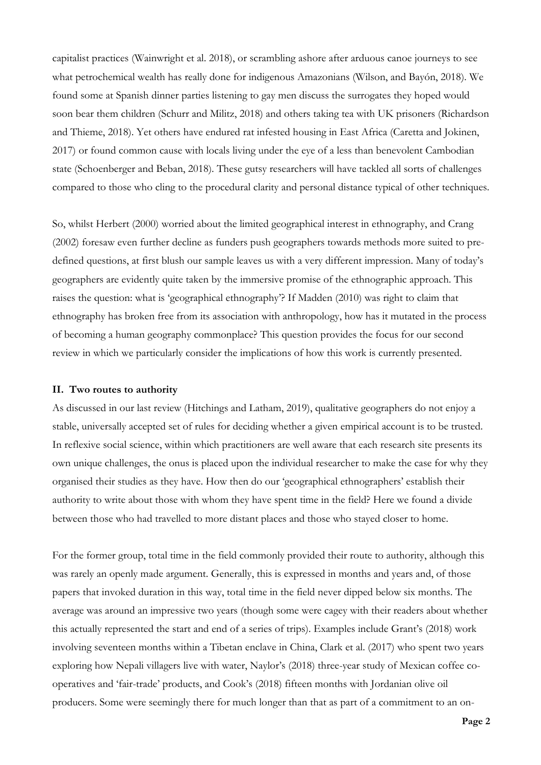capitalist practices (Wainwright et al. 2018), or scrambling ashore after arduous canoe journeys to see what petrochemical wealth has really done for indigenous Amazonians (Wilson, and Bayón, 2018). We found some at Spanish dinner parties listening to gay men discuss the surrogates they hoped would soon bear them children (Schurr and Militz, 2018) and others taking tea with UK prisoners (Richardson and Thieme, 2018). Yet others have endured rat infested housing in East Africa (Caretta and Jokinen, 2017) or found common cause with locals living under the eye of a less than benevolent Cambodian state (Schoenberger and Beban, 2018). These gutsy researchers will have tackled all sorts of challenges compared to those who cling to the procedural clarity and personal distance typical of other techniques.

So, whilst Herbert (2000) worried about the limited geographical interest in ethnography, and Crang (2002) foresaw even further decline as funders push geographers towards methods more suited to pre-defined questions, at first blush our sample leaves us with a very different impression. Many of today's geographers are evidently quite taken by the immersive promise of the ethnographic approach. This raises the question: what is 'geographical ethnography'? If Madden (2010) was right to claim that ethnography has broken free from its association with anthropology, how has it mutated in the process of becoming a human geography commonplace? This question provides the focus for our second review in which we particularly consider the implications of how this work is currently presented.

## II. Two routes to authority

As discussed in our last review (Hitchings and Latham, 2019), qualitative geographers do not enjoy a stable, universally accepted set of rules for deciding whether a given empirical account is to be trusted. In reflexive social science, within which practitioners are well aware that each research site presents its own unique challenges, the onus is placed upon the individual researcher to make the case for why they organised their studies as they have. How then do our 'geographical ethnographers' establish their authority to write about those with whom they have spent time in the field? Here we found a divide between those who had travelled to more distant places and those who stayed closer to home.

For the former group, total time in the field commonly provided their route to authority, although this was rarely an openly made argument. Generally, this is expressed in months and years and, of those papers that invoked duration in this way, total time in the field never dipped below six months. The average was around an impressive two years (though some were cagey with their readers about whether this actually represented the start and end of a series of trips). Examples include Grant's (2018) work involving seventeen months within a Tibetan enclave in China, Clark et al. (2017) who spent two years exploring how Nepali villagers live with water, Naylor's (2018) three-year study of Mexican coffee co-operatives and 'fair-trade' products, and Cook's (2018) fifteen months with Jordanian olive oil producers. Some were seemingly there for much longer than that as part of a commitment to an on-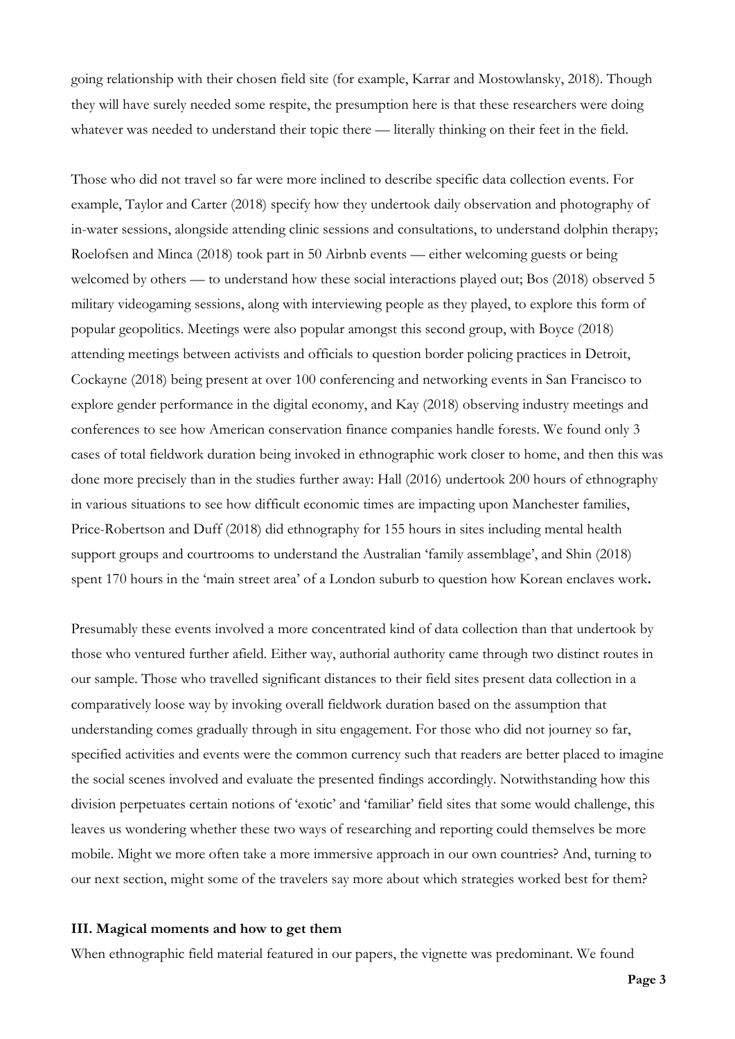going relationship with their chosen field site (for example, Karrar and Mostowlansky, 2018). Though they will have surely needed some respite, the presumption here is that these researchers were doing whatever was needed to understand their topic there — literally thinking on their feet in the field.

Those who did not travel so far were more inclined to describe specific data collection events. For example, Taylor and Carter (2018) specify how they undertook daily observation and photography of in-water sessions, alongside attending clinic sessions and consultations, to understand dolphin therapy; Roelofsen and Minca (2018) took part in 50 Airbnb events — either welcoming guests or being welcomed by others — to understand how these social interactions played out; Bos (2018) observed 5 military videogaming sessions, along with interviewing people as they played, to explore this form of popular geopolitics. Meetings were also popular amongst this second group, with Boyce (2018) attending meetings between activists and officials to question border policing practices in Detroit, Cockayne (2018) being present at over 100 conferencing and networking events in San Francisco to explore gender performance in the digital economy, and Kay (2018) observing industry meetings and conferences to see how American conservation finance companies handle forests. We found only 3 cases of total fieldwork duration being invoked in ethnographic work closer to home, and then this was done more precisely than in the studies further away: Hall (2016) undertook 200 hours of ethnography in various situations to see how difficult economic times are impacting upon Manchester families, Price-Robertson and Duff (2018) did ethnography for 155 hours in sites including mental health support groups and courtrooms to understand the Australian 'family assemblage', and Shin (2018) spent 170 hours in the 'main street area' of a London suburb to question how Korean enclaves work.

Presumably these events involved a more concentrated kind of data collection than that undertook by those who ventured further afield. Either way, authorial authority came through two distinct routes in our sample. Those who travelled significant distances to their field sites present data collection in a comparatively loose way by invoking overall fieldwork duration based on the assumption that understanding comes gradually through in situ engagement. For those who did not journey so far, specified activities and events were the common currency such that readers are better placed to imagine the social scenes involved and evaluate the presented findings accordingly. Notwithstanding how this division perpetuates certain notions of 'exotic' and 'familiar' field sites that some would challenge, this leaves us wondering whether these two ways of researching and reporting could themselves be more mobile. Might we more often take a more immersive approach in our own countries? And, turning to our next section, might some of the travelers say more about which strategies worked best for them?

## III. Magical moments and how to get them

When ethnographic field material featured in our papers, the vignette was predominant. We found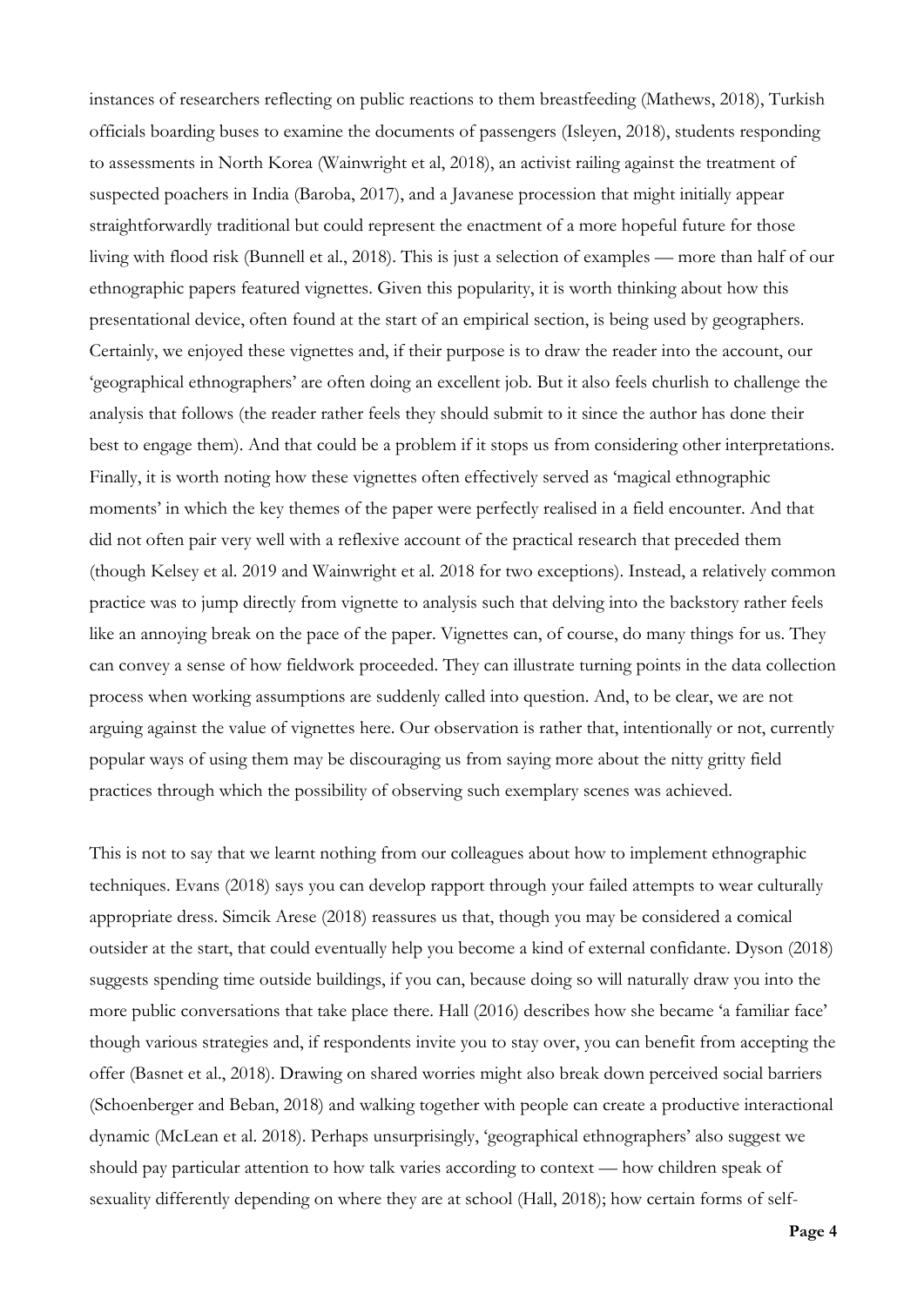instances of researchers reflecting on public reactions to them breastfeeding (Mathews, 2018), Turkish officials boarding buses to examine the documents of passengers (Isleyen, 2018), students responding to assessments in North Korea (Wainwright et al, 2018), an activist railing against the treatment of suspected poachers in India (Baroba, 2017), and a Javanese procession that might initially appear straightforwardly traditional but could represent the enactment of a more hopeful future for those living with flood risk (Bunnell et al., 2018). This is just a selection of examples — more than half of our ethnographic papers featured vignettes. Given this popularity, it is worth thinking about how this presentational device, often found at the start of an empirical section, is being used by geographers. Certainly, we enjoyed these vignettes and, if their purpose is to draw the reader into the account, our 'geographical ethnographers' are often doing an excellent job. But it also feels churlish to challenge the analysis that follows (the reader rather feels they should submit to it since the author has done their best to engage them). And that could be a problem if it stops us from considering other interpretations. Finally, it is worth noting how these vignettes often effectively served as 'magical ethnographic moments' in which the key themes of the paper were perfectly realised in a field encounter. And that did not often pair very well with a reflexive account of the practical research that preceded them (though Kelsey et al. 2019 and Wainwright et al. 2018 for two exceptions). Instead, a relatively common practice was to jump directly from vignette to analysis such that delving into the backstory rather feels like an annoying break on the pace of the paper. Vignettes can, of course, do many things for us. They can convey a sense of how fieldwork proceeded. They can illustrate turning points in the data collection process when working assumptions are suddenly called into question. And, to be clear, we are not arguing against the value of vignettes here. Our observation is rather that, intentionally or not, currently popular ways of using them may be discouraging us from saying more about the nitty gritty field practices through which the possibility of observing such exemplary scenes was achieved.

This is not to say that we learnt nothing from our colleagues about how to implement ethnographic techniques. Evans (2018) says you can develop rapport through your failed attempts to wear culturally appropriate dress. Simcik Arese (2018) reassures us that, though you may be considered a comical outsider at the start, that could eventually help you become a kind of external confidante. Dyson (2018) suggests spending time outside buildings, if you can, because doing so will naturally draw you into the more public conversations that take place there. Hall (2016) describes how she became 'a familiar face' though various strategies and, if respondents invite you to stay over, you can benefit from accepting the offer (Basnet et al., 2018). Drawing on shared worries might also break down perceived social barriers (Schoenberger and Beban, 2018) and walking together with people can create a productive interactional dynamic (McLean et al. 2018). Perhaps unsurprisingly, 'geographical ethnographers' also suggest we should pay particular attention to how talk varies according to context — how children speak of sexuality differently depending on where they are at school (Hall, 2018); how certain forms of self-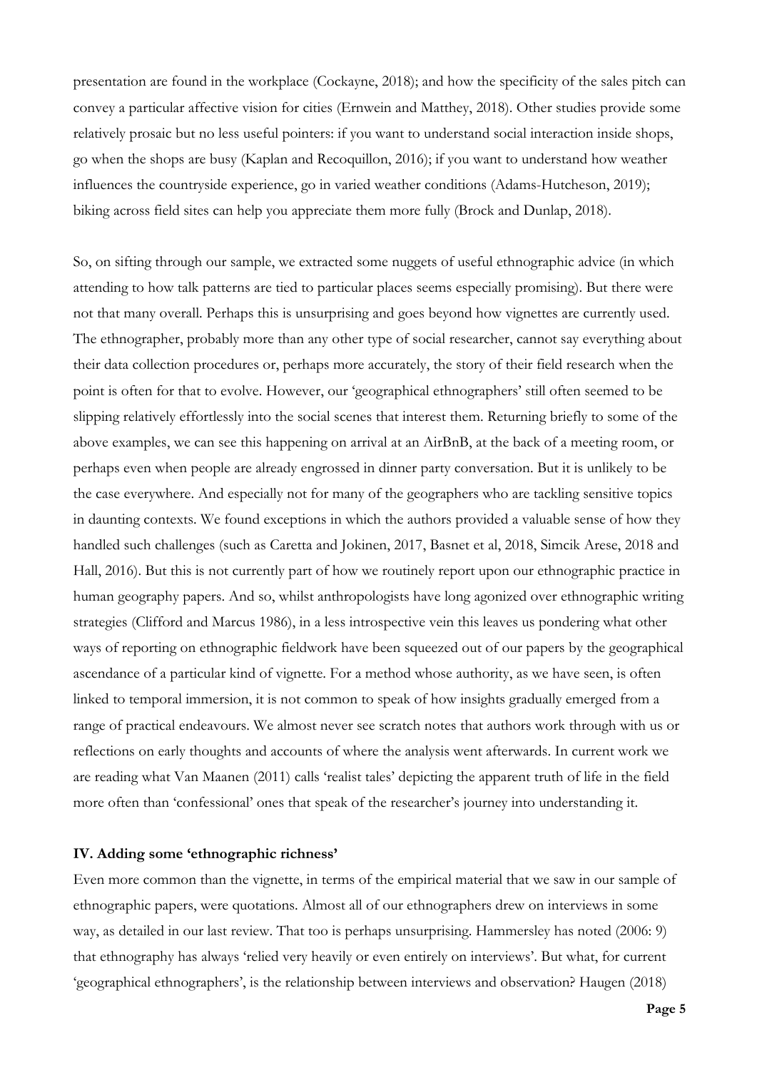presentation are found in the workplace (Cockayne, 2018); and how the specificity of the sales pitch can convey a particular affective vision for cities (Ernwein and Matthey, 2018). Other studies provide some relatively prosaic but no less useful pointers: if you want to understand social interaction inside shops, go when the shops are busy (Kaplan and Recoquillon, 2016); if you want to understand how weather influences the countryside experience, go in varied weather conditions (Adams-Hutcheson, 2019); biking across field sites can help you appreciate them more fully (Brock and Dunlap, 2018).

So, on sifting through our sample, we extracted some nuggets of useful ethnographic advice (in which attending to how talk patterns are tied to particular places seems especially promising). But there were not that many overall. Perhaps this is unsurprising and goes beyond how vignettes are currently used. The ethnographer, probably more than any other type of social researcher, cannot say everything about their data collection procedures or, perhaps more accurately, the story of their field research when the point is often for that to evolve. However, our 'geographical ethnographers' still often seemed to be slipping relatively effortlessly into the social scenes that interest them. Returning briefly to some of the above examples, we can see this happening on arrival at an AirBnB, at the back of a meeting room, or perhaps even when people are already engrossed in dinner party conversation. But it is unlikely to be the case everywhere. And especially not for many of the geographers who are tackling sensitive topics in daunting contexts. We found exceptions in which the authors provided a valuable sense of how they handled such challenges (such as Caretta and Jokinen, 2017, Basnet et al, 2018, Simcik Arese, 2018 and Hall, 2016). But this is not currently part of how we routinely report upon our ethnographic practice in human geography papers. And so, whilst anthropologists have long agonized over ethnographic writing strategies (Clifford and Marcus 1986), in a less introspective vein this leaves us pondering what other ways of reporting on ethnographic fieldwork have been squeezed out of our papers by the geographical ascendance of a particular kind of vignette. For a method whose authority, as we have seen, is often linked to temporal immersion, it is not common to speak of how insights gradually emerged from a range of practical endeavours. We almost never see scratch notes that authors work through with us or reflections on early thoughts and accounts of where the analysis went afterwards. In current work we are reading what Van Maanen (2011) calls 'realist tales' depicting the apparent truth of life in the field more often than 'confessional' ones that speak of the researcher's journey into understanding it.

## IV. Adding some 'ethnographic richness'

Even more common than the vignette, in terms of the empirical material that we saw in our sample of ethnographic papers, were quotations. Almost all of our ethnographers drew on interviews in some way, as detailed in our last review. That too is perhaps unsurprising. Hammersley has noted (2006: 9) that ethnography has always 'relied very heavily or even entirely on interviews'. But what, for current 'geographical ethnographers', is the relationship between interviews and observation? Haugen (2018)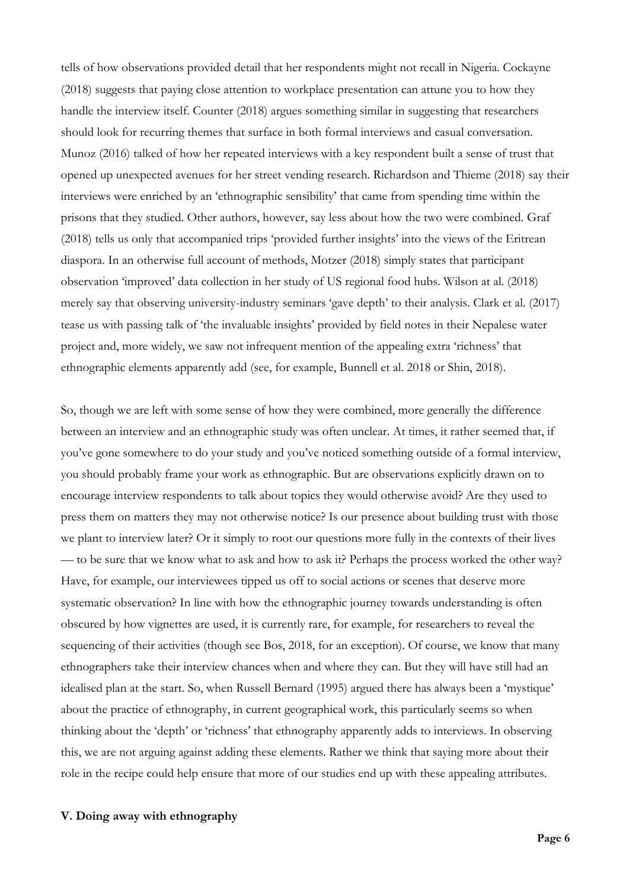tells of how observations provided detail that her respondents might not recall in Nigeria. Cockayne (2018) suggests that paying close attention to workplace presentation can attune you to how they handle the interview itself. Counter (2018) argues something similar in suggesting that researchers should look for recurring themes that surface in both formal interviews and casual conversation. Munoz (2016) talked of how her repeated interviews with a key respondent built a sense of trust that opened up unexpected avenues for her street vending research. Richardson and Thieme (2018) say their interviews were enriched by an 'ethnographic sensibility' that came from spending time within the prisons that they studied. Other authors, however, say less about how the two were combined. Graf (2018) tells us only that accompanied trips 'provided further insights' into the views of the Eritrean diaspora. In an otherwise full account of methods, Motzer (2018) simply states that participant observation 'improved' data collection in her study of US regional food hubs. Wilson at al. (2018) merely say that observing university-industry seminars 'gave depth' to their analysis. Clark et al. (2017) tease us with passing talk of 'the invaluable insights' provided by field notes in their Nepalese water project and, more widely, we saw not infrequent mention of the appealing extra 'richness' that ethnographic elements apparently add (see, for example, Bunnell et al. 2018 or Shin, 2018).

So, though we are left with some sense of how they were combined, more generally the difference between an interview and an ethnographic study was often unclear. At times, it rather seemed that, if you've gone somewhere to do your study and you've noticed something outside of a formal interview, you should probably frame your work as ethnographic. But are observations explicitly drawn on to encourage interview respondents to talk about topics they would otherwise avoid? Are they used to press them on matters they may not otherwise notice? Is our presence about building trust with those we plant to interview later? Or it simply to root our questions more fully in the contexts of their lives — to be sure that we know what to ask and how to ask it? Perhaps the process worked the other way? Have, for example, our interviewees tipped us off to social actions or scenes that deserve more systematic observation? In line with how the ethnographic journey towards understanding is often obscured by how vignettes are used, it is currently rare, for example, for researchers to reveal the sequencing of their activities (though see Bos, 2018, for an exception). Of course, we know that many ethnographers take their interview chances when and where they can. But they will have still had an idealised plan at the start. So, when Russell Bernard (1995) argued there has always been a 'mystique' about the practice of ethnography, in current geographical work, this particularly seems so when thinking about the 'depth' or 'richness' that ethnography apparently adds to interviews. In observing this, we are not arguing against adding these elements. Rather we think that saying more about their role in the recipe could help ensure that more of our studies end up with these appealing attributes.

## V. Doing away with ethnography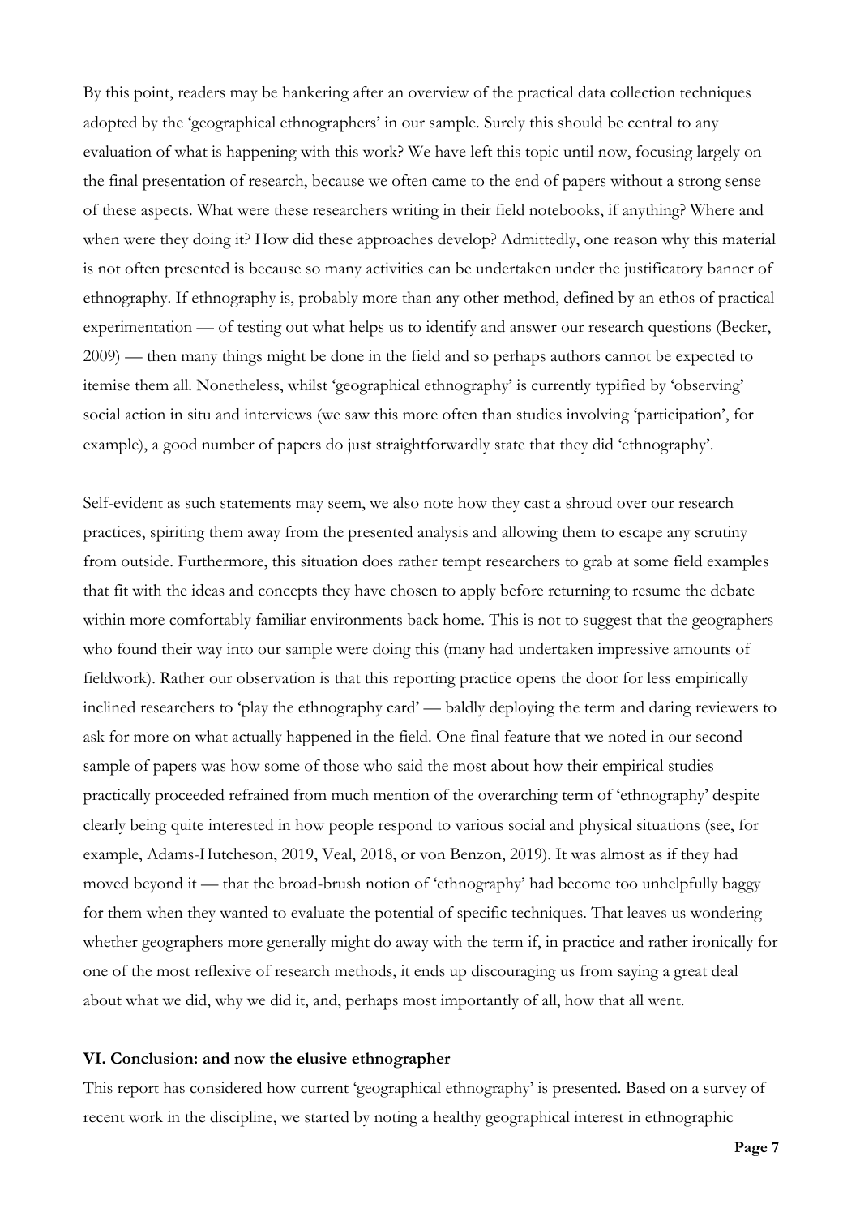By this point, readers may be hankering after an overview of the practical data collection techniques adopted by the 'geographical ethnographers' in our sample. Surely this should be central to any evaluation of what is happening with this work? We have left this topic until now, focusing largely on the final presentation of research, because we often came to the end of papers without a strong sense of these aspects. What were these researchers writing in their field notebooks, if anything? Where and when were they doing it? How did these approaches develop? Admittedly, one reason why this material is not often presented is because so many activities can be undertaken under the justificatory banner of ethnography. If ethnography is, probably more than any other method, defined by an ethos of practical experimentation — of testing out what helps us to identify and answer our research questions (Becker, 2009) — then many things might be done in the field and so perhaps authors cannot be expected to itemise them all. Nonetheless, whilst 'geographical ethnography' is currently typified by 'observing' social action in situ and interviews (we saw this more often than studies involving 'participation', for example), a good number of papers do just straightforwardly state that they did 'ethnography'.

Self-evident as such statements may seem, we also note how they cast a shroud over our research practices, spiriting them away from the presented analysis and allowing them to escape any scrutiny from outside. Furthermore, this situation does rather tempt researchers to grab at some field examples that fit with the ideas and concepts they have chosen to apply before returning to resume the debate within more comfortably familiar environments back home. This is not to suggest that the geographers who found their way into our sample were doing this (many had undertaken impressive amounts of fieldwork). Rather our observation is that this reporting practice opens the door for less empirically inclined researchers to 'play the ethnography card' — baldly deploying the term and daring reviewers to ask for more on what actually happened in the field. One final feature that we noted in our second sample of papers was how some of those who said the most about how their empirical studies practically proceeded refrained from much mention of the overarching term of 'ethnography' despite clearly being quite interested in how people respond to various social and physical situations (see, for example, Adams-Hutcheson, 2019, Veal, 2018, or von Benzon, 2019). It was almost as if they had moved beyond it — that the broad-brush notion of 'ethnography' had become too unhelpfully baggy for them when they wanted to evaluate the potential of specific techniques. That leaves us wondering whether geographers more generally might do away with the term if, in practice and rather ironically for one of the most reflexive of research methods, it ends up discouraging us from saying a great deal about what we did, why we did it, and, perhaps most importantly of all, how that all went.

## VI. Conclusion: and now the elusive ethnographer

This report has considered how current 'geographical ethnography' is presented. Based on a survey of recent work in the discipline, we started by noting a healthy geographical interest in ethnographic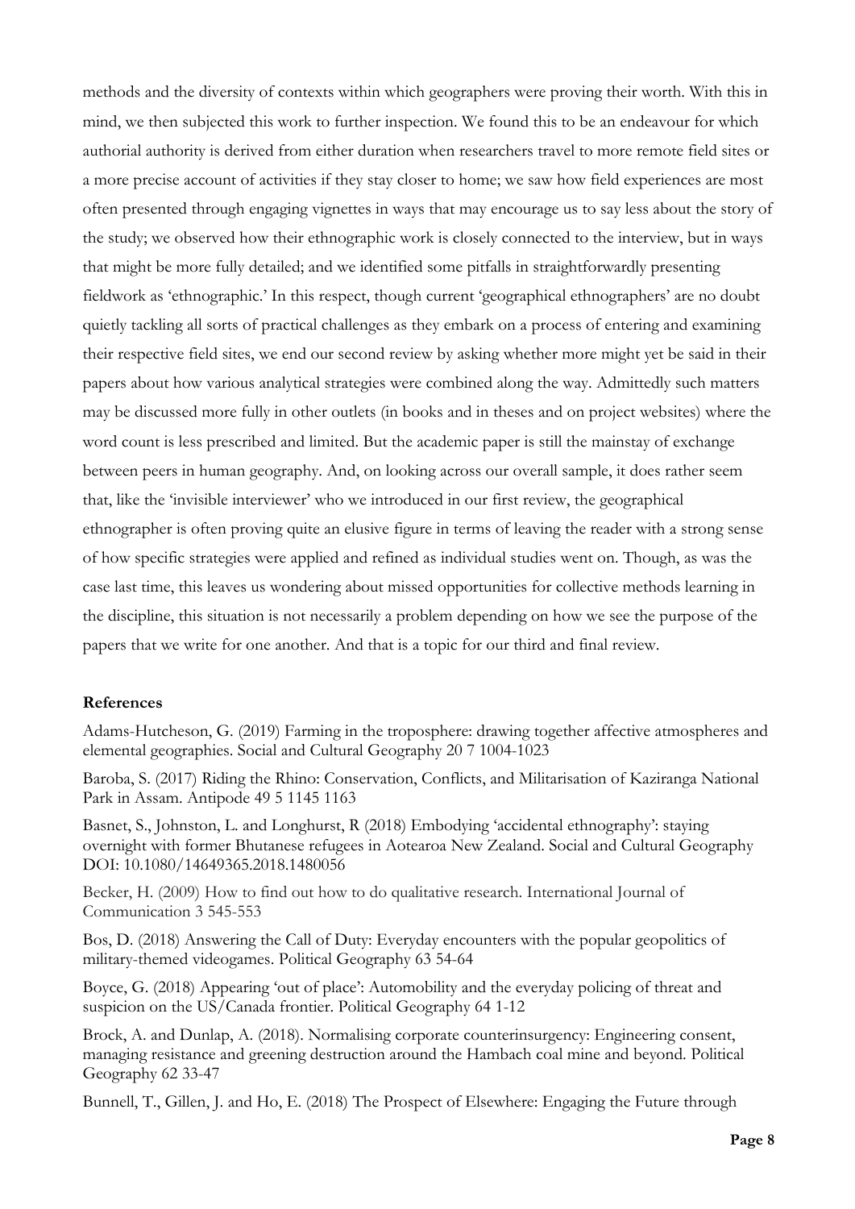methods and the diversity of contexts within which geographers were proving their worth. With this in mind, we then subjected this work to further inspection. We found this to be an endeavour for which authorial authority is derived from either duration when researchers travel to more remote field sites or a more precise account of activities if they stay closer to home; we saw how field experiences are most often presented through engaging vignettes in ways that may encourage us to say less about the story of the study; we observed how their ethnographic work is closely connected to the interview, but in ways that might be more fully detailed; and we identified some pitfalls in straightforwardly presenting fieldwork as 'ethnographic.' In this respect, though current 'geographical ethnographers' are no doubt quietly tackling all sorts of practical challenges as they embark on a process of entering and examining their respective field sites, we end our second review by asking whether more might yet be said in their papers about how various analytical strategies were combined along the way. Admittedly such matters may be discussed more fully in other outlets (in books and in theses and on project websites) where the word count is less prescribed and limited. But the academic paper is still the mainstay of exchange between peers in human geography. And, on looking across our overall sample, it does rather seem that, like the 'invisible interviewer' who we introduced in our first review, the geographical ethnographer is often proving quite an elusive figure in terms of leaving the reader with a strong sense of how specific strategies were applied and refined as individual studies went on. Though, as was the case last time, this leaves us wondering about missed opportunities for collective methods learning in the discipline, this situation is not necessarily a problem depending on how we see the purpose of the papers that we write for one another. And that is a topic for our third and final review.

**References**

Adams-Hutcheson, G. (2019) Farming in the troposphere: drawing together affective atmospheres and elemental geographies. Social and Cultural Geography 20 7 1004-1023

Baroba, S. (2017) Riding the Rhino: Conservation, Conflicts, and Militarisation of Kaziranga National Park in Assam. Antipode 49 5 1145 1163

Basnet, S., Johnston, L. and Longhurst, R (2018) Embodying 'accidental ethnography': staying overnight with former Bhutanese refugees in Aotearoa New Zealand. Social and Cultural Geography DOI: 10.1080/14649365.2018.1480056

Becker, H. (2009) How to find out how to do qualitative research. International Journal of Communication 3 545-553

Bos, D. (2018) Answering the Call of Duty: Everyday encounters with the popular geopolitics of military-themed videogames. Political Geography 63 54-64

Boyce, G. (2018) Appearing 'out of place': Automobility and the everyday policing of threat and suspicion on the US/Canada frontier. Political Geography 64 1-12

Brock, A. and Dunlap, A. (2018). Normalising corporate counterinsurgency: Engineering consent, managing resistance and greening destruction around the Hambach coal mine and beyond. Political Geography 62 33-47

Bunnell, T., Gillen, J. and Ho, E. (2018) The Prospect of Elsewhere: Engaging the Future through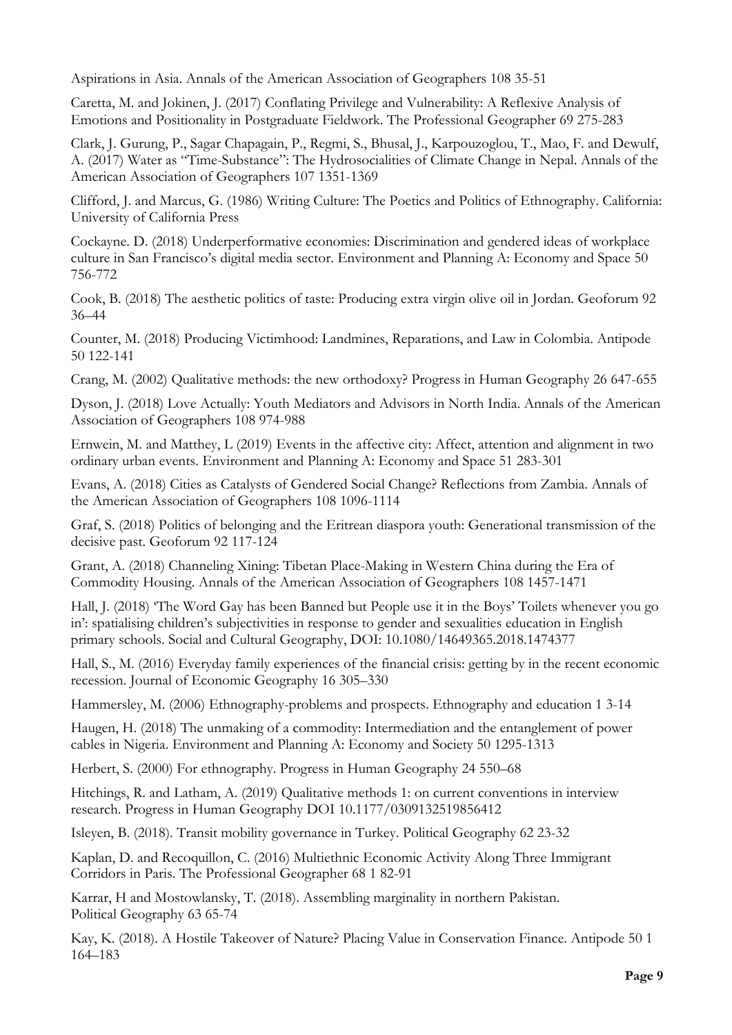Aspirations in Asia. Annals of the American Association of Geographers 108 35-51

Caretta, M. and Jokinen, J. (2017) Conflating Privilege and Vulnerability: A Reflexive Analysis of Emotions and Positionality in Postgraduate Fieldwork. The Professional Geographer 69 275-283

Clark, J. Gurung, P., Sagar Chapagain, P., Regmi, S., Bhusal, J., Karpouzoglou, T., Mao, F. and Dewulf, A. (2017) Water as "Time-Substance": The Hydrosocialities of Climate Change in Nepal. Annals of the American Association of Geographers 107 1351-1369

Clifford, J. and Marcus, G. (1986) Writing Culture: The Poetics and Politics of Ethnography. California: University of California Press

Cockayne. D. (2018) Underperformative economies: Discrimination and gendered ideas of workplace culture in San Francisco's digital media sector. Environment and Planning A: Economy and Space 50 756-772

Cook, B. (2018) The aesthetic politics of taste: Producing extra virgin olive oil in Jordan. Geoforum 92 36–44

Counter, M. (2018) Producing Victimhood: Landmines, Reparations, and Law in Colombia. Antipode 50 122-141

Crang, M. (2002) Qualitative methods: the new orthodoxy? Progress in Human Geography 26 647-655

Dyson, J. (2018) Love Actually: Youth Mediators and Advisors in North India. Annals of the American Association of Geographers 108 974-988

Ernwein, M. and Matthey, L (2019) Events in the affective city: Affect, attention and alignment in two ordinary urban events. Environment and Planning A: Economy and Space 51 283-301

Evans, A. (2018) Cities as Catalysts of Gendered Social Change? Reflections from Zambia. Annals of the American Association of Geographers 108 1096-1114

Graf, S. (2018) Politics of belonging and the Eritrean diaspora youth: Generational transmission of the decisive past. Geoforum 92 117-124

Grant, A. (2018) Channeling Xining: Tibetan Place-Making in Western China during the Era of Commodity Housing. Annals of the American Association of Geographers 108 1457-1471

Hall, J. (2018) 'The Word Gay has been Banned but People use it in the Boys' Toilets whenever you go in': spatialising children's subjectivities in response to gender and sexualities education in English primary schools. Social and Cultural Geography, DOI: 10.1080/14649365.2018.1474377

Hall, S., M. (2016) Everyday family experiences of the financial crisis: getting by in the recent economic recession. Journal of Economic Geography 16 305–330

Hammersley, M. (2006) Ethnography-problems and prospects. Ethnography and education 1 3-14

Haugen, H. (2018) The unmaking of a commodity: Intermediation and the entanglement of power cables in Nigeria. Environment and Planning A: Economy and Society 50 1295-1313

Herbert, S. (2000) For ethnography. Progress in Human Geography 24 550–68

Hitchings, R. and Latham, A. (2019) Qualitative methods 1: on current conventions in interview research. Progress in Human Geography DOI 10.1177/0309132519856412

Isleyen, B. (2018). Transit mobility governance in Turkey. Political Geography 62 23-32

Kaplan, D. and Recoquillon, C. (2016) Multiethnic Economic Activity Along Three Immigrant Corridors in Paris. The Professional Geographer 68 1 82-91

Karrar, H and Mostowlansky, T. (2018). Assembling marginality in northern Pakistan. Political Geography 63 65-74

Kay, K. (2018). A Hostile Takeover of Nature? Placing Value in Conservation Finance. Antipode 50 1 164–183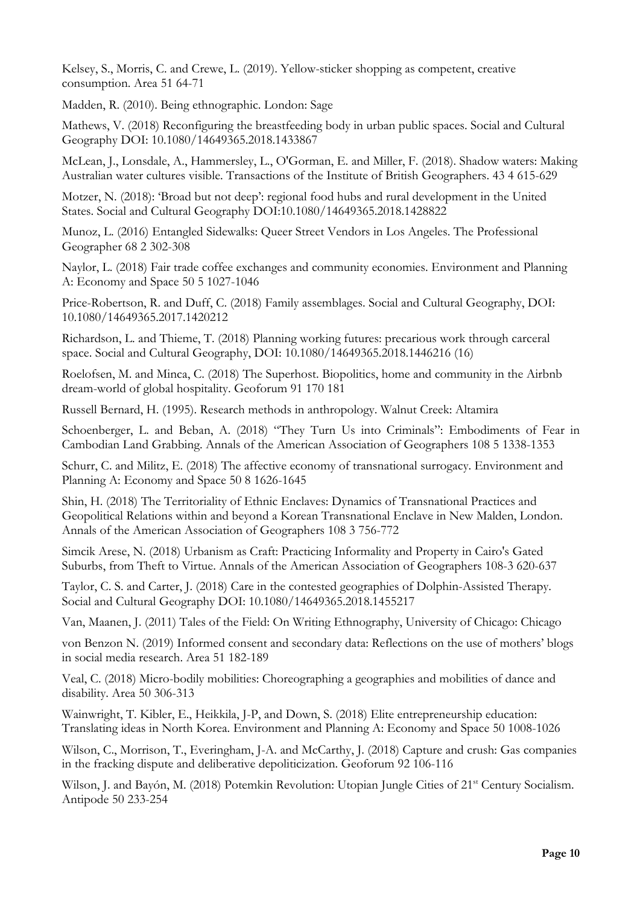Kelsey, S., Morris, C. and Crewe, L. (2019). Yellow-sticker shopping as competent, creative consumption. Area 51 64-71

Madden, R. (2010). Being ethnographic. London: Sage

Mathews, V. (2018) Reconfiguring the breastfeeding body in urban public spaces. Social and Cultural Geography DOI: 10.1080/14649365.2018.1433867

McLean, J., Lonsdale, A., Hammersley, L., O'Gorman, E. and Miller, F. (2018). Shadow waters: Making Australian water cultures visible. Transactions of the Institute of British Geographers. 43 4 615-629

Motzer, N. (2018): 'Broad but not deep': regional food hubs and rural development in the United States. Social and Cultural Geography DOI:10.1080/14649365.2018.1428822

Munoz, L. (2016) Entangled Sidewalks: Queer Street Vendors in Los Angeles. The Professional Geographer 68 2 302-308

Naylor, L. (2018) Fair trade coffee exchanges and community economies. Environment and Planning A: Economy and Space 50 5 1027-1046

Price-Robertson, R. and Duff, C. (2018) Family assemblages. Social and Cultural Geography, DOI: 10.1080/14649365.2017.1420212

Richardson, L. and Thieme, T. (2018) Planning working futures: precarious work through carceral space. Social and Cultural Geography, DOI: 10.1080/14649365.2018.1446216 (16)

Roelofsen, M. and Minca, C. (2018) The Superhost. Biopolitics, home and community in the Airbnb dream-world of global hospitality. Geoforum 91 170 181

Russell Bernard, H. (1995). Research methods in anthropology. Walnut Creek: Altamira

Schoenberger, L. and Beban, A. (2018) "They Turn Us into Criminals": Embodiments of Fear in Cambodian Land Grabbing. Annals of the American Association of Geographers 108 5 1338-1353

Schurr, C. and Militz, E. (2018) The affective economy of transnational surrogacy. Environment and Planning A: Economy and Space 50 8 1626-1645

Shin, H. (2018) The Territoriality of Ethnic Enclaves: Dynamics of Transnational Practices and Geopolitical Relations within and beyond a Korean Transnational Enclave in New Malden, London. Annals of the American Association of Geographers 108 3 756-772

Simcik Arese, N. (2018) Urbanism as Craft: Practicing Informality and Property in Cairo's Gated Suburbs, from Theft to Virtue. Annals of the American Association of Geographers 108-3 620-637

Taylor, C. S. and Carter, J. (2018) Care in the contested geographies of Dolphin-Assisted Therapy. Social and Cultural Geography DOI: 10.1080/14649365.2018.1455217

Van, Maanen, J. (2011) Tales of the Field: On Writing Ethnography, University of Chicago: Chicago

von Benzon N. (2019) Informed consent and secondary data: Reflections on the use of mothers' blogs in social media research. Area 51 182-189

Veal, C. (2018) Micro-bodily mobilities: Choreographing a geographies and mobilities of dance and disability. Area 50 306-313

Wainwright, T. Kibler, E., Heikkila, J-P, and Down, S. (2018) Elite entrepreneurship education: Translating ideas in North Korea. Environment and Planning A: Economy and Space 50 1008-1026

Wilson, C., Morrison, T., Everingham, J-A. and McCarthy, J. (2018) Capture and crush: Gas companies in the fracking dispute and deliberative depoliticization. Geoforum 92 106-116

Wilson, J. and Bayón, M. (2018) Potemkin Revolution: Utopian Jungle Cities of 21st Century Socialism. Antipode 50 233-254